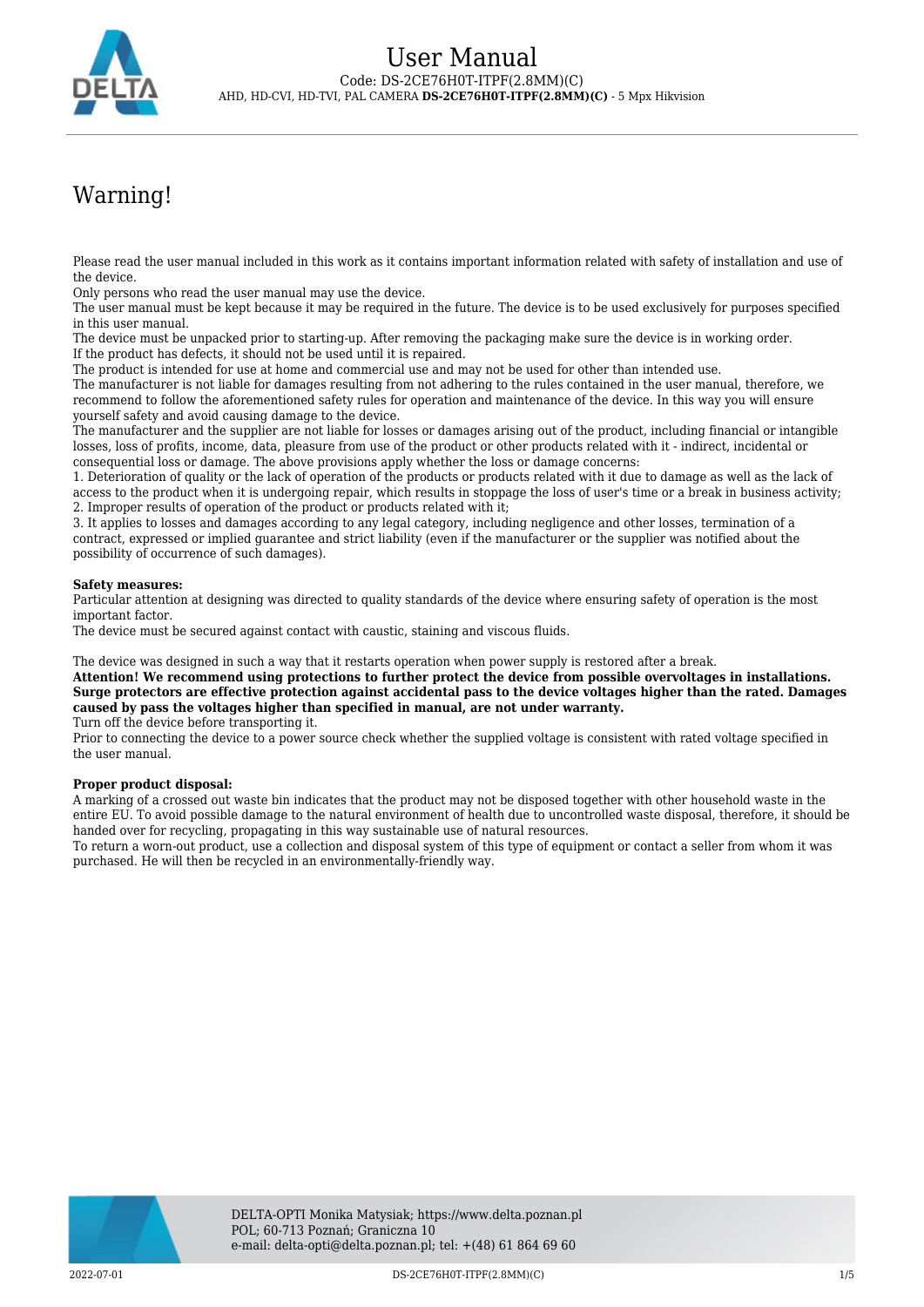# User Manual

Code: DS-2CE76H0T-ITPF(2.8MM)(C)

AHD, HD-CVI, HD-TVI, PAL CAMERA **DS-2CE76H0T-ITPF(2.8MM)(C)** - 5 Mpx Hikvision

## Warning!

Please read the user manual included in this work as it contains important information related with safety of installation and use of the device.
Only persons who read the user manual may use the device.
The user manual must be kept because it may be required in the future. The device is to be used exclusively for purposes specified in this user manual.
The device must be unpacked prior to starting-up. After removing the packaging make sure the device is in working order.
If the product has defects, it should not be used until it is repaired.
The product is intended for use at home and commercial use and may not be used for other than intended use.
The manufacturer is not liable for damages resulting from not adhering to the rules contained in the user manual, therefore, we recommend to follow the aforementioned safety rules for operation and maintenance of the device. In this way you will ensure yourself safety and avoid causing damage to the device.
The manufacturer and the supplier are not liable for losses or damages arising out of the product, including financial or intangible losses, loss of profits, income, data, pleasure from use of the product or other products related with it - indirect, incidental or consequential loss or damage. The above provisions apply whether the loss or damage concerns:
1. Deterioration of quality or the lack of operation of the products or products related with it due to damage as well as the lack of access to the product when it is undergoing repair, which results in stoppage the loss of user's time or a break in business activity;
2. Improper results of operation of the product or products related with it;
3. It applies to losses and damages according to any legal category, including negligence and other losses, termination of a contract, expressed or implied guarantee and strict liability (even if the manufacturer or the supplier was notified about the possibility of occurrence of such damages).

**Safety measures:**
Particular attention at designing was directed to quality standards of the device where ensuring safety of operation is the most important factor.
The device must be secured against contact with caustic, staining and viscous fluids.

The device was designed in such a way that it restarts operation when power supply is restored after a break.
**Attention! We recommend using protections to further protect the device from possible overvoltages in installations. Surge protectors are effective protection against accidental pass to the device voltages higher than the rated. Damages caused by pass the voltages higher than specified in manual, are not under warranty.**
Turn off the device before transporting it.
Prior to connecting the device to a power source check whether the supplied voltage is consistent with rated voltage specified in the user manual.

**Proper product disposal:**
A marking of a crossed out waste bin indicates that the product may not be disposed together with other household waste in the entire EU. To avoid possible damage to the natural environment of health due to uncontrolled waste disposal, therefore, it should be handed over for recycling, propagating in this way sustainable use of natural resources.
To return a worn-out product, use a collection and disposal system of this type of equipment or contact a seller from whom it was purchased. He will then be recycled in an environmentally-friendly way.

DELTA-OPTI Monika Matysiak; https://www.delta.poznan.pl
POL; 60-713 Poznań; Graniczna 10
e-mail: delta-opti@delta.poznan.pl; tel: +(48) 61 864 69 60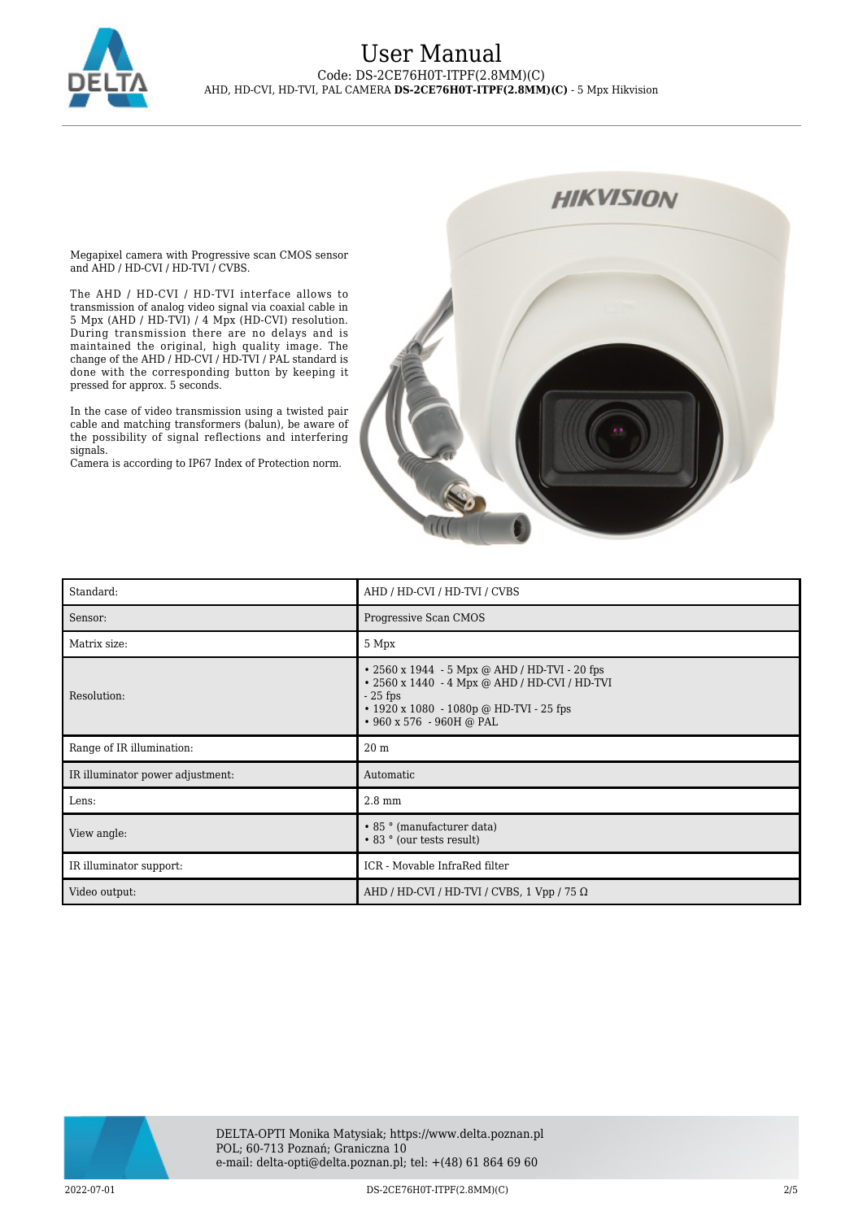Megapixel camera with Progressive scan CMOS sensor and AHD / HD-CVI / HD-TVI / CVBS.

The AHD / HD-CVI / HD-TVI interface allows to transmission of analog video signal via coaxial cable in 5 Mpx (AHD / HD-TVI) / 4 Mpx (HD-CVI) resolution. During transmission there are no delays and is maintained the original, high quality image. The change of the AHD / HD-CVI / HD-TVI / PAL standard is done with the corresponding button by keeping it pressed for approx. 5 seconds.

In the case of video transmission using a twisted pair cable and matching transformers (balun), be aware of the possibility of signal reflections and interfering signals.
Camera is according to IP67 Index of Protection norm.

| Standard: | AHD / HD-CVI / HD-TVI / CVBS |
|---|---|
| Sensor: | Progressive Scan CMOS |
| Matrix size: | 5 Mpx |
| Resolution: | • 2560 x 1944 - 5 Mpx @ AHD / HD-TVI - 20 fps<br>• 2560 x 1440 - 4 Mpx @ AHD / HD-CVI / HD-TVI - 25 fps<br>• 1920 x 1080 - 1080p @ HD-TVI - 25 fps<br>• 960 x 576 - 960H @ PAL |
| Range of IR illumination: | 20 m |
| IR illuminator power adjustment: | Automatic |
| Lens: | 2.8 mm |
| View angle: | • 85 ° (manufacturer data)<br>• 83 ° (our tests result) |
| IR illuminator support: | ICR - Movable InfraRed filter |
| Video output: | AHD / HD-CVI / HD-TVI / CVBS, 1 Vpp / 75 Ω |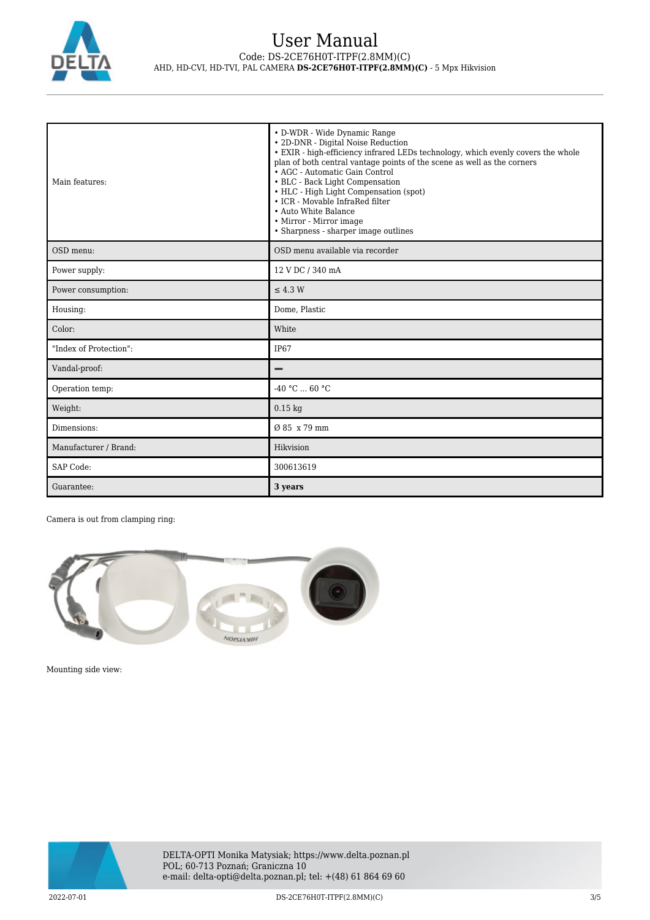| Main features: | • D-WDR - Wide Dynamic Range<br>• 2D-DNR - Digital Noise Reduction<br>• EXIR - high-efficiency infrared LEDs technology, which evenly covers the whole plan of both central vantage points of the scene as well as the corners<br>• AGC - Automatic Gain Control<br>• BLC - Back Light Compensation<br>• HLC - High Light Compensation (spot)<br>• ICR - Movable InfraRed filter<br>• Auto White Balance<br>• Mirror - Mirror image<br>• Sharpness - sharper image outlines |
|---|---|
| OSD menu: | OSD menu available via recorder |
| Power supply: | 12 V DC / 340 mA |
| Power consumption: | ≤ 4.3 W |
| Housing: | Dome, Plastic |
| Color: | White |
| "Index of Protection": | IP67 |
| Vandal-proof: | – |
| Operation temp: | -40 °C ... 60 °C |
| Weight: | 0.15 kg |
| Dimensions: | Ø 85 x 79 mm |
| Manufacturer / Brand: | Hikvision |
| SAP Code: | 300613619 |
| Guarantee: | **3 years** |

Camera is out from clamping ring:

Mounting side view: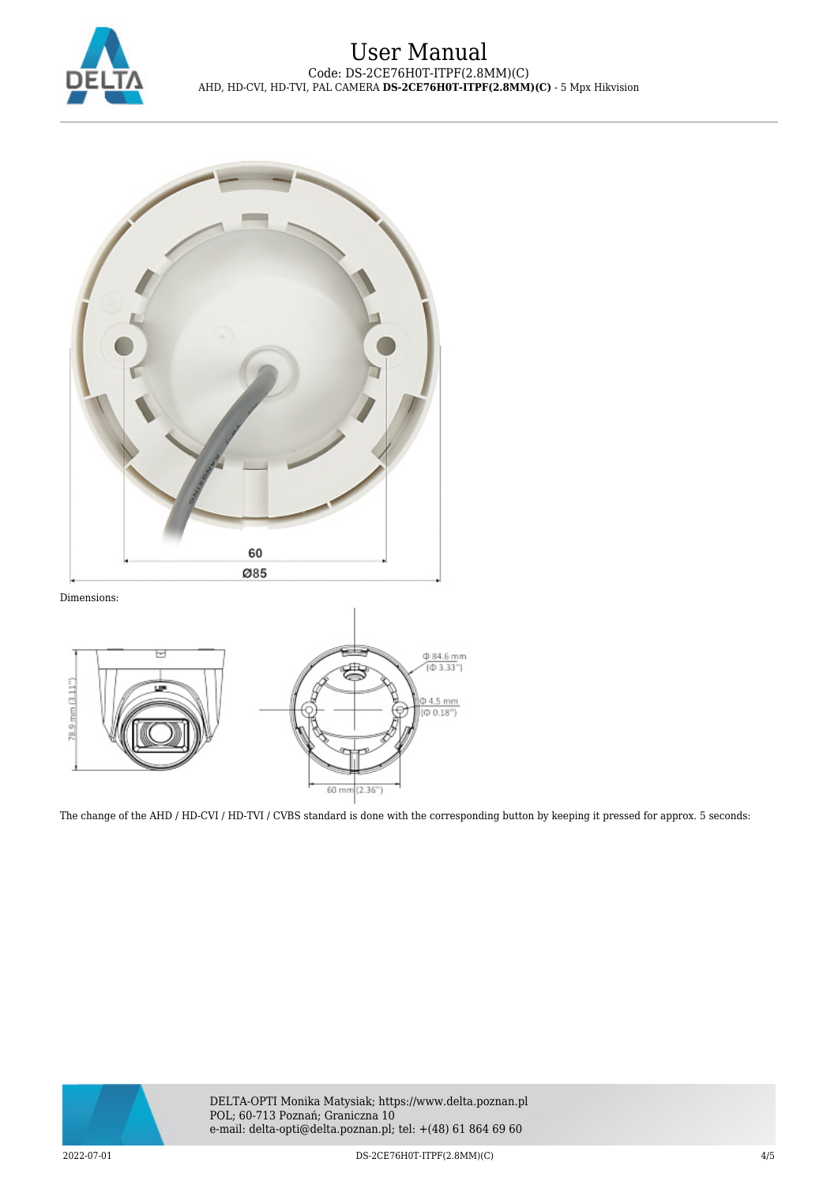Dimensions:

The change of the AHD / HD-CVI / HD-TVI / CVBS standard is done with the corresponding button by keeping it pressed for approx. 5 seconds: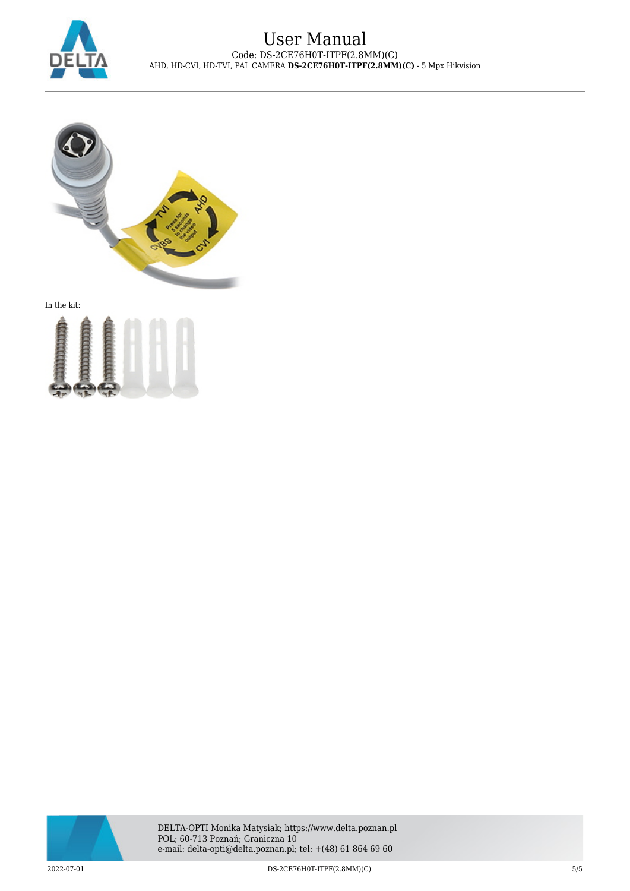In the kit: